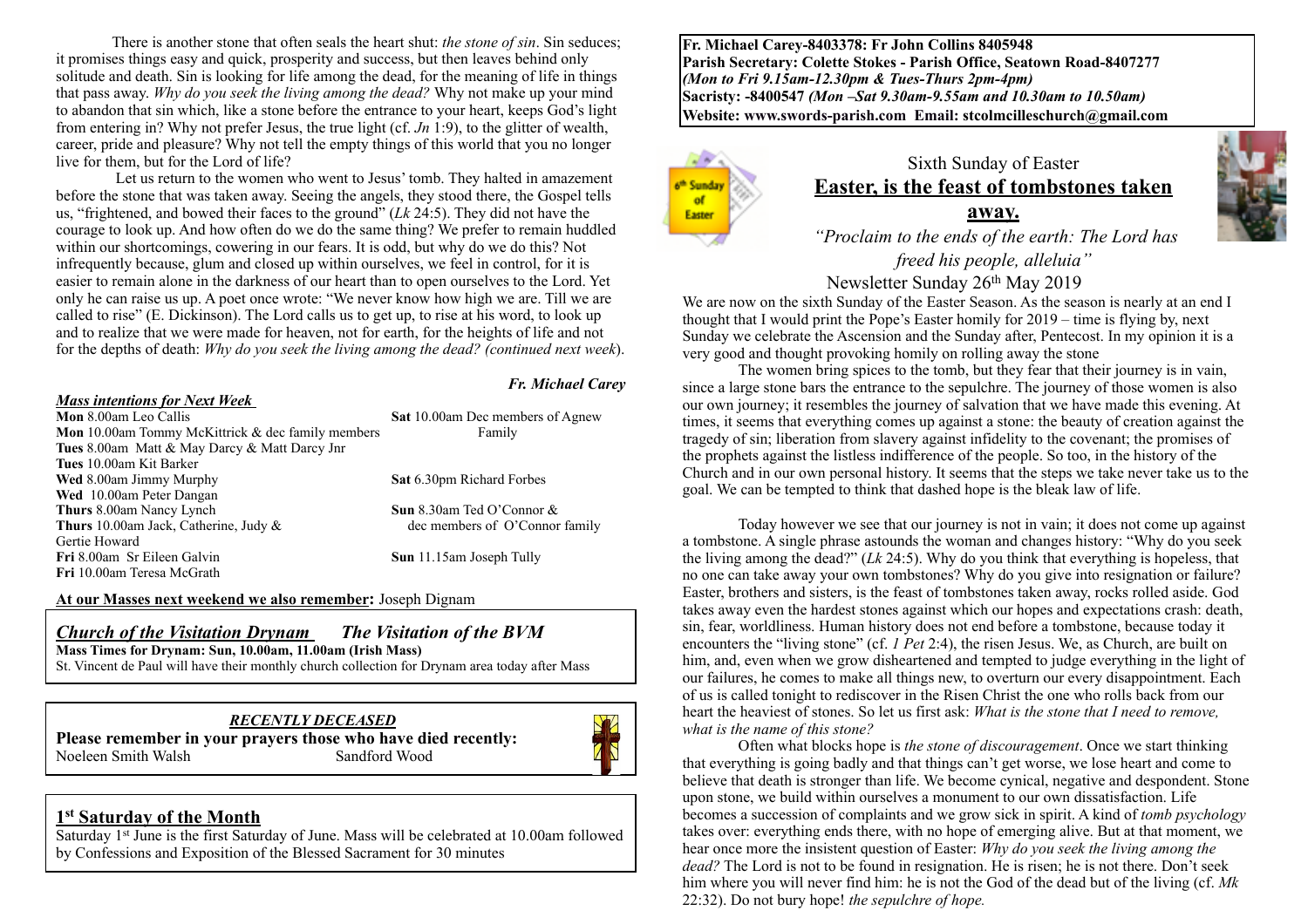There is another stone that often seals the heart shut: *the stone of sin*. Sin seduces; it promises things easy and quick, prosperity and success, but then leaves behind only solitude and death. Sin is looking for life among the dead, for the meaning of life in things that pass away. *Why do you seek the living among the dead?* Why not make up your mind to abandon that sin which, like a stone before the entrance to your heart, keeps God's light from entering in? Why not prefer Jesus, the true light (cf. *Jn* 1:9), to the glitter of wealth, career, pride and pleasure? Why not tell the empty things of this world that you no longer live for them, but for the Lord of life?

Let us return to the women who went to Jesus' tomb. They halted in amazement before the stone that was taken away. Seeing the angels, they stood there, the Gospel tells us, "frightened, and bowed their faces to the ground" (*Lk* 24:5). They did not have the courage to look up. And how often do we do the same thing? We prefer to remain huddled within our shortcomings, cowering in our fears. It is odd, but why do we do this? Not infrequently because, glum and closed up within ourselves, we feel in control, for it is easier to remain alone in the darkness of our heart than to open ourselves to the Lord. Yet only he can raise us up. A poet once wrote: "We never know how high we are. Till we are called to rise" (E. Dickinson). The Lord calls us to get up, to rise at his word, to look up and to realize that we were made for heaven, not for earth, for the heights of life and not for the depths of death: *Why do you seek the living among the dead? (continued next week*).

***Fr. Michael Carey***

***Mass intentions for Next Week***

**Mon** 8.00am Leo Callis
**Mon** 10.00am Tommy McKittrick & dec family members
**Tues** 8.00am Matt & May Darcy & Matt Darcy Jnr
**Tues** 10.00am Kit Barker
**Wed** 8.00am Jimmy Murphy
**Wed** 10.00am Peter Dangan
**Thurs** 8.00am Nancy Lynch
**Thurs** 10.00am Jack, Catherine, Judy & Gertie Howard
**Fri** 8.00am Sr Eileen Galvin
**Fri** 10.00am Teresa McGrath
**Sat** 10.00am Dec members of Agnew Family
**Sat** 6.30pm Richard Forbes
**Sun** 8.30am Ted O'Connor & dec members of O'Connor family
**Sun** 11.15am Joseph Tully

**At our Masses next weekend we also remember:** Joseph Dignam

## *Church of the Visitation Drynam* *The Visitation of the BVM*

**Mass Times for Drynam: Sun, 10.00am, 11.00am (Irish Mass)**
St. Vincent de Paul will have their monthly church collection for Drynam area today after Mass

***RECENTLY DECEASED***

**Please remember in your prayers those who have died recently:**
Noeleen Smith Walsh Sandford Wood

## 1st Saturday of the Month

Saturday 1st June is the first Saturday of June. Mass will be celebrated at 10.00am followed by Confessions and Exposition of the Blessed Sacrament for 30 minutes

**Fr. Michael Carey-8403378: Fr John Collins 8405948**
**Parish Secretary: Colette Stokes - Parish Office, Seatown Road-8407277**
***(Mon to Fri 9.15am-12.30pm & Tues-Thurs 2pm-4pm)***
**Sacristy: -8400547** ***(Mon –Sat 9.30am-9.55am and 10.30am to 10.50am)***
**Website: www.swords-parish.com Email: stcolmcilleschurch@gmail.com**

Sixth Sunday of Easter

# Easter, is the feast of tombstones taken away.

*"Proclaim to the ends of the earth: The Lord has freed his people, alleluia"*

Newsletter Sunday 26th May 2019

We are now on the sixth Sunday of the Easter Season. As the season is nearly at an end I thought that I would print the Pope's Easter homily for 2019 – time is flying by, next Sunday we celebrate the Ascension and the Sunday after, Pentecost. In my opinion it is a very good and thought provoking homily on rolling away the stone

The women bring spices to the tomb, but they fear that their journey is in vain, since a large stone bars the entrance to the sepulchre. The journey of those women is also our own journey; it resembles the journey of salvation that we have made this evening. At times, it seems that everything comes up against a stone: the beauty of creation against the tragedy of sin; liberation from slavery against infidelity to the covenant; the promises of the prophets against the listless indifference of the people. So too, in the history of the Church and in our own personal history. It seems that the steps we take never take us to the goal. We can be tempted to think that dashed hope is the bleak law of life.

Today however we see that our journey is not in vain; it does not come up against a tombstone. A single phrase astounds the woman and changes history: "Why do you seek the living among the dead?" (*Lk* 24:5). Why do you think that everything is hopeless, that no one can take away your own tombstones? Why do you give into resignation or failure? Easter, brothers and sisters, is the feast of tombstones taken away, rocks rolled aside. God takes away even the hardest stones against which our hopes and expectations crash: death, sin, fear, worldliness. Human history does not end before a tombstone, because today it encounters the "living stone" (cf. *1 Pet* 2:4), the risen Jesus. We, as Church, are built on him, and, even when we grow disheartened and tempted to judge everything in the light of our failures, he comes to make all things new, to overturn our every disappointment. Each of us is called tonight to rediscover in the Risen Christ the one who rolls back from our heart the heaviest of stones. So let us first ask: *What is the stone that I need to remove, what is the name of this stone?*

Often what blocks hope is *the stone of discouragement*. Once we start thinking that everything is going badly and that things can't get worse, we lose heart and come to believe that death is stronger than life. We become cynical, negative and despondent. Stone upon stone, we build within ourselves a monument to our own dissatisfaction. Life becomes a succession of complaints and we grow sick in spirit. A kind of *tomb psychology* takes over: everything ends there, with no hope of emerging alive. But at that moment, we hear once more the insistent question of Easter: *Why do you seek the living among the dead?* The Lord is not to be found in resignation. He is risen; he is not there. Don't seek him where you will never find him: he is not the God of the dead but of the living (cf. *Mk* 22:32). Do not bury hope! *the sepulchre of hope.*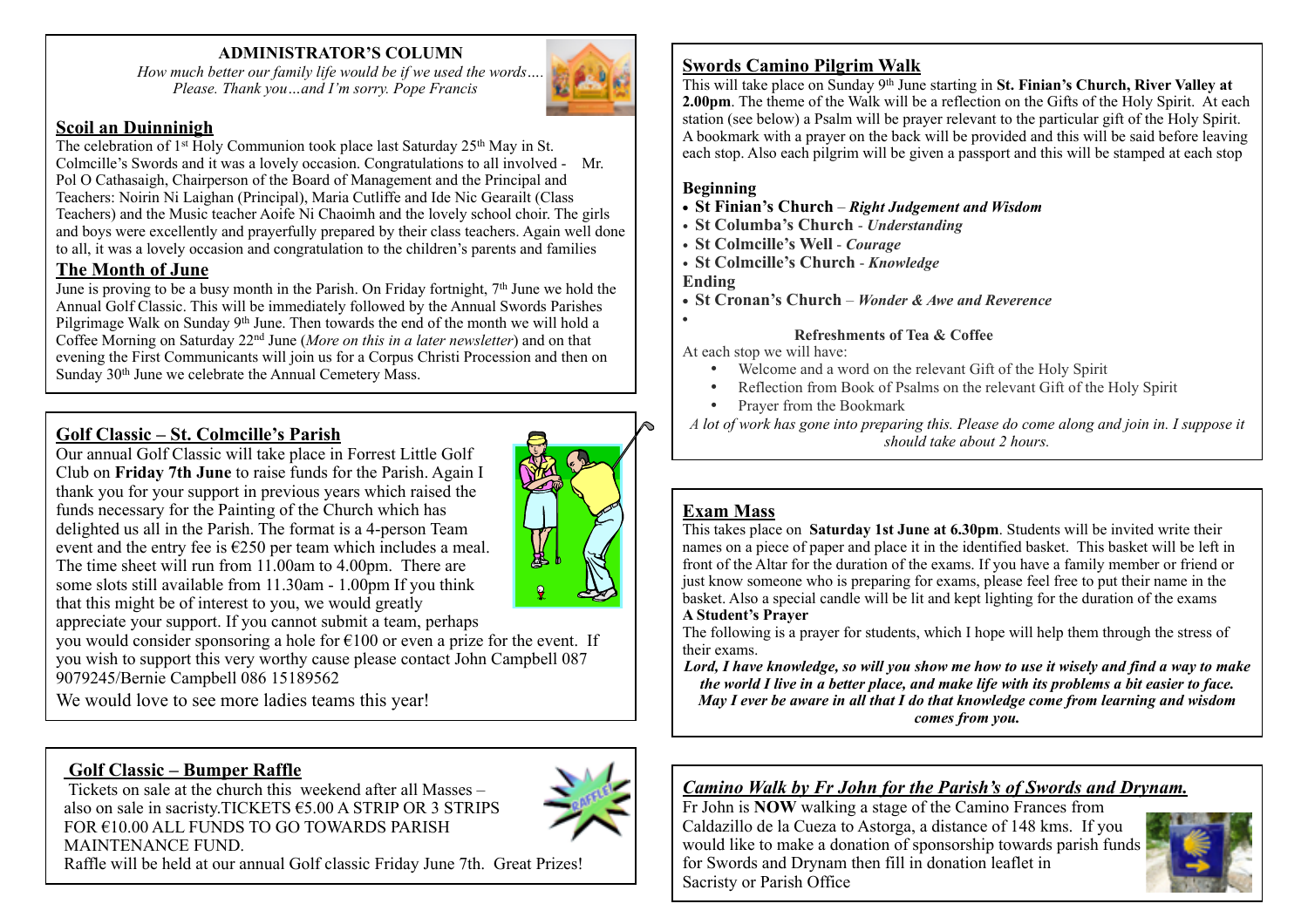## ADMINISTRATOR'S COLUMN

*How much better our family life would be if we used the words….*
*Please. Thank you…and I'm sorry. Pope Francis*

### Scoil an Duinninigh

The celebration of 1st Holy Communion took place last Saturday 25th May in St. Colmcille's Swords and it was a lovely occasion. Congratulations to all involved - Mr. Pol O Cathasaigh, Chairperson of the Board of Management and the Principal and Teachers: Noirin Ni Laighan (Principal), Maria Cutliffe and Ide Nic Gearailt (Class Teachers) and the Music teacher Aoife Ni Chaoimh and the lovely school choir. The girls and boys were excellently and prayerfully prepared by their class teachers. Again well done to all, it was a lovely occasion and congratulation to the children's parents and families

### The Month of June

June is proving to be a busy month in the Parish. On Friday fortnight, 7th June we hold the Annual Golf Classic. This will be immediately followed by the Annual Swords Parishes Pilgrimage Walk on Sunday 9th June. Then towards the end of the month we will hold a Coffee Morning on Saturday 22nd June (*More on this in a later newsletter*) and on that evening the First Communicants will join us for a Corpus Christi Procession and then on Sunday 30th June we celebrate the Annual Cemetery Mass.

## Golf Classic – St. Colmcille's Parish

Our annual Golf Classic will take place in Forrest Little Golf Club on **Friday 7th June** to raise funds for the Parish. Again I thank you for your support in previous years which raised the funds necessary for the Painting of the Church which has delighted us all in the Parish. The format is a 4-person Team event and the entry fee is €250 per team which includes a meal. The time sheet will run from 11.00am to 4.00pm. There are some slots still available from 11.30am - 1.00pm If you think that this might be of interest to you, we would greatly appreciate your support. If you cannot submit a team, perhaps you would consider sponsoring a hole for €100 or even a prize for the event. If you wish to support this very worthy cause please contact John Campbell 087 9079245/Bernie Campbell 086 15189562

We would love to see more ladies teams this year!

## Golf Classic – Bumper Raffle

Tickets on sale at the church this weekend after all Masses – also on sale in sacristy.TICKETS €5.00 A STRIP OR 3 STRIPS FOR €10.00 ALL FUNDS TO GO TOWARDS PARISH MAINTENANCE FUND.

Raffle will be held at our annual Golf classic Friday June 7th. Great Prizes!

## Swords Camino Pilgrim Walk

This will take place on Sunday 9th June starting in **St. Finian's Church, River Valley at 2.00pm**. The theme of the Walk will be a reflection on the Gifts of the Holy Spirit. At each station (see below) a Psalm will be prayer relevant to the particular gift of the Holy Spirit. A bookmark with a prayer on the back will be provided and this will be said before leaving each stop. Also each pilgrim will be given a passport and this will be stamped at each stop

**Beginning**

- **St Finian's Church** – ***Right Judgement and Wisdom***
- **St Columba's Church** - ***Understanding***
- **St Colmcille's Well** - ***Courage***
- **St Colmcille's Church** - ***Knowledge***

**Ending**

- **St Cronan's Church** – ***Wonder & Awe and Reverence***

**Refreshments of Tea & Coffee**

At each stop we will have:

- Welcome and a word on the relevant Gift of the Holy Spirit
- Reflection from Book of Psalms on the relevant Gift of the Holy Spirit
- Prayer from the Bookmark

*A lot of work has gone into preparing this. Please do come along and join in. I suppose it should take about 2 hours.*

## Exam Mass

This takes place on **Saturday 1st June at 6.30pm**. Students will be invited write their names on a piece of paper and place it in the identified basket. This basket will be left in front of the Altar for the duration of the exams. If you have a family member or friend or just know someone who is preparing for exams, please feel free to put their name in the basket. Also a special candle will be lit and kept lighting for the duration of the exams

**A Student's Prayer**

The following is a prayer for students, which I hope will help them through the stress of their exams.

***Lord, I have knowledge, so will you show me how to use it wisely and find a way to make the world I live in a better place, and make life with its problems a bit easier to face. May I ever be aware in all that I do that knowledge come from learning and wisdom comes from you.***

## *Camino Walk by Fr John for the Parish's of Swords and Drynam.*

Fr John is **NOW** walking a stage of the Camino Frances from Caldazillo de la Cueza to Astorga, a distance of 148 kms. If you would like to make a donation of sponsorship towards parish funds for Swords and Drynam then fill in donation leaflet in Sacristy or Parish Office